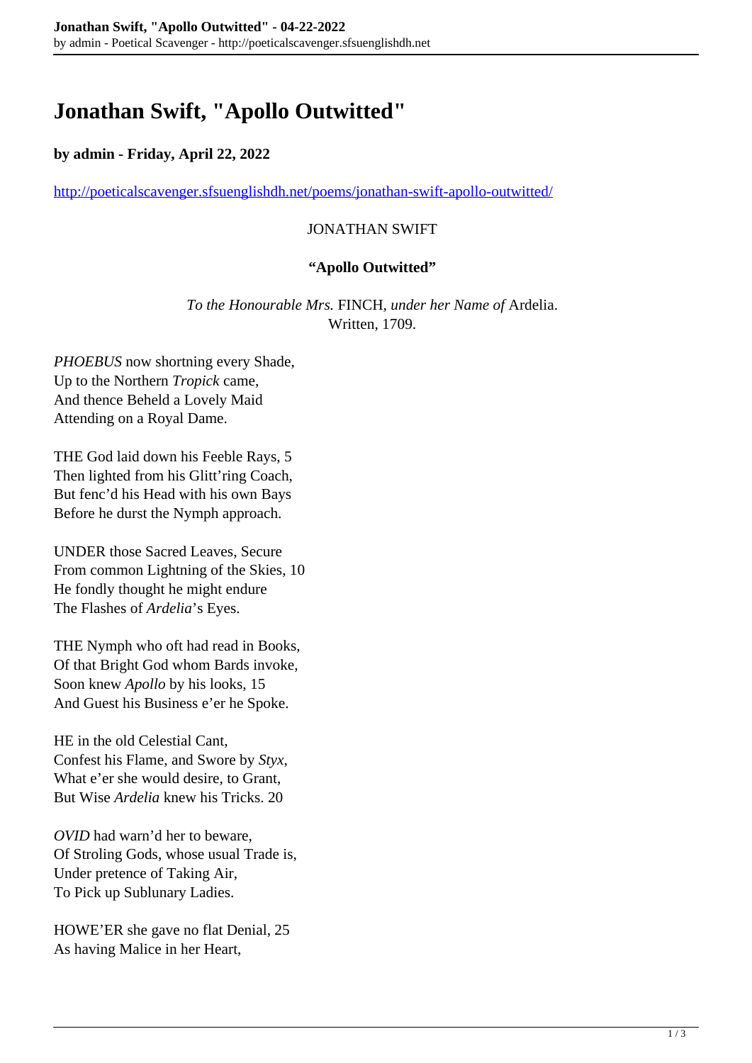# Jonathan Swift, "Apollo Outwitted"

**by admin - Friday, April 22, 2022**

http://poeticalscavenger.sfsuenglishdh.net/poems/jonathan-swift-apollo-outwitted/

JONATHAN SWIFT

**"Apollo Outwitted"**

*To the Honourable Mrs.* FINCH, *under her Name of* Ardelia.
Written, 1709.

*PHOEBUS* now shortning every Shade,
Up to the Northern *Tropick* came,
And thence Beheld a Lovely Maid
Attending on a Royal Dame.

THE God laid down his Feeble Rays, 5
Then lighted from his Glitt'ring Coach,
But fenc'd his Head with his own Bays
Before he durst the Nymph approach.

UNDER those Sacred Leaves, Secure
From common Lightning of the Skies, 10
He fondly thought he might endure
The Flashes of *Ardelia*'s Eyes.

THE Nymph who oft had read in Books,
Of that Bright God whom Bards invoke,
Soon knew *Apollo* by his looks, 15
And Guest his Business e'er he Spoke.

HE in the old Celestial Cant,
Confest his Flame, and Swore by *Styx*,
What e'er she would desire, to Grant,
But Wise *Ardelia* knew his Tricks. 20

*OVID* had warn'd her to beware,
Of Stroling Gods, whose usual Trade is,
Under pretence of Taking Air,
To Pick up Sublunary Ladies.

HOWE'ER she gave no flat Denial, 25
As having Malice in her Heart,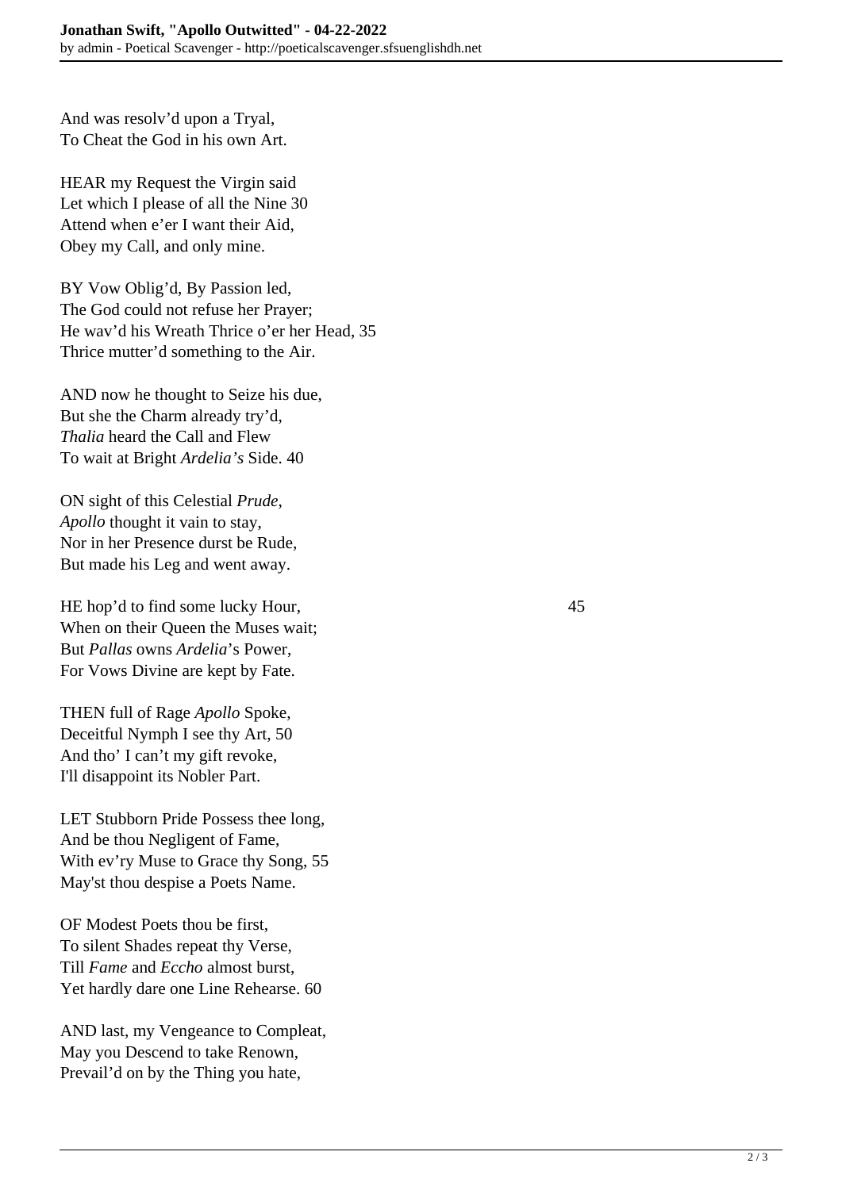And was resolv'd upon a Tryal,
To Cheat the God in his own Art.

HEAR my Request the Virgin said
Let which I please of all the Nine 30
Attend when e'er I want their Aid,
Obey my Call, and only mine.

BY Vow Oblig'd, By Passion led,
The God could not refuse her Prayer;
He wav'd his Wreath Thrice o'er her Head, 35
Thrice mutter'd something to the Air.

AND now he thought to Seize his due,
But she the Charm already try'd,
*Thalia* heard the Call and Flew
To wait at Bright *Ardelia's* Side. 40

ON sight of this Celestial *Prude*,
*Apollo* thought it vain to stay,
Nor in her Presence durst be Rude,
But made his Leg and went away.

HE hop'd to find some lucky Hour, 45
When on their Queen the Muses wait;
But *Pallas* owns *Ardelia*'s Power,
For Vows Divine are kept by Fate.

THEN full of Rage *Apollo* Spoke,
Deceitful Nymph I see thy Art, 50
And tho' I can't my gift revoke,
I'll disappoint its Nobler Part.

LET Stubborn Pride Possess thee long,
And be thou Negligent of Fame,
With ev'ry Muse to Grace thy Song, 55
May'st thou despise a Poets Name.

OF Modest Poets thou be first,
To silent Shades repeat thy Verse,
Till *Fame* and *Eccho* almost burst,
Yet hardly dare one Line Rehearse. 60

AND last, my Vengeance to Compleat,
May you Descend to take Renown,
Prevail'd on by the Thing you hate,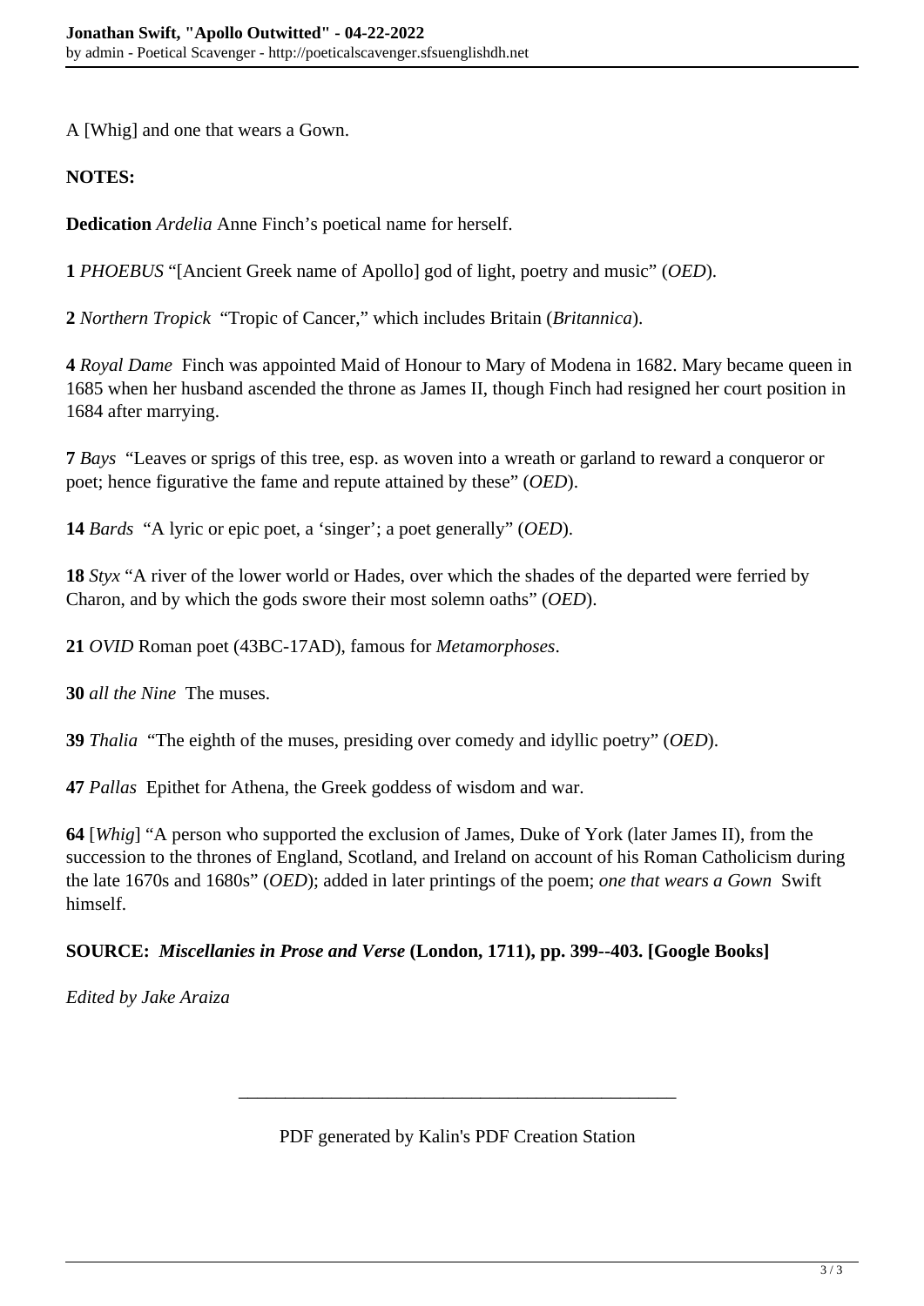A [Whig] and one that wears a Gown.

**NOTES:**

**Dedication** *Ardelia* Anne Finch's poetical name for herself.

**1** *PHOEBUS* "[Ancient Greek name of Apollo] god of light, poetry and music" (*OED*).

**2** *Northern Tropick* "Tropic of Cancer," which includes Britain (*Britannica*).

**4** *Royal Dame* Finch was appointed Maid of Honour to Mary of Modena in 1682. Mary became queen in 1685 when her husband ascended the throne as James II, though Finch had resigned her court position in 1684 after marrying.

**7** *Bays* "Leaves or sprigs of this tree, esp. as woven into a wreath or garland to reward a conqueror or poet; hence figurative the fame and repute attained by these" (*OED*).

**14** *Bards* "A lyric or epic poet, a 'singer'; a poet generally" (*OED*).

**18** *Styx* "A river of the lower world or Hades, over which the shades of the departed were ferried by Charon, and by which the gods swore their most solemn oaths" (*OED*).

**21** *OVID* Roman poet (43BC-17AD), famous for *Metamorphoses*.

**30** *all the Nine* The muses.

**39** *Thalia* "The eighth of the muses, presiding over comedy and idyllic poetry" (*OED*).

**47** *Pallas* Epithet for Athena, the Greek goddess of wisdom and war.

**64** [*Whig*] "A person who supported the exclusion of James, Duke of York (later James II), from the succession to the thrones of England, Scotland, and Ireland on account of his Roman Catholicism during the late 1670s and 1680s" (*OED*); added in later printings of the poem; *one that wears a Gown* Swift himself.

**SOURCE:** ***Miscellanies in Prose and Verse*** **(London, 1711), pp. 399--403. [Google Books]**

*Edited by Jake Araiza*